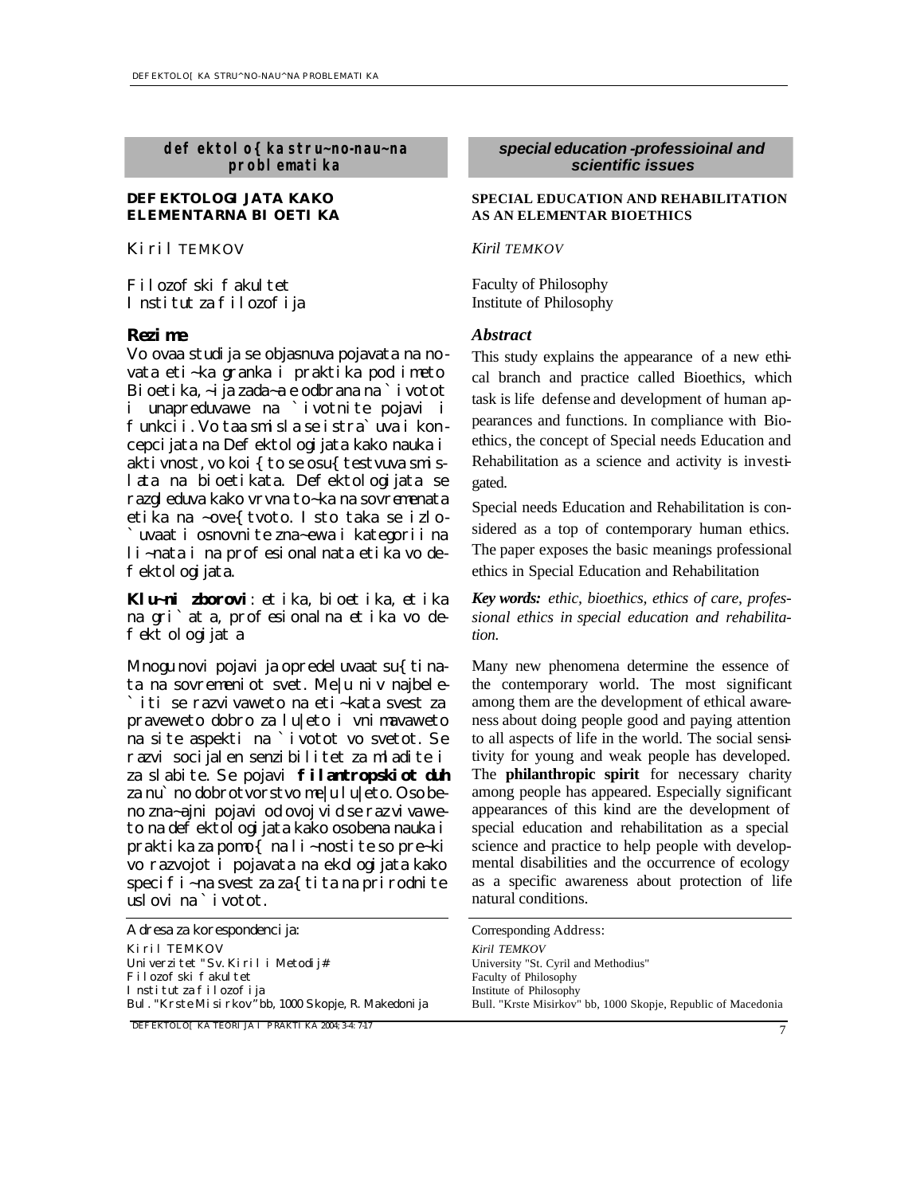**defektolo{ka stru~no-nau~na problematika**

## DEFEKTOLOGIJATA KAKO ELEMENTARNA BIOETIKA

Kiril TEMKOV

Filozofski fakultet
Institut za filozofija

### Rezime

Vo ovaa studija se objasnuva pojavata na novata eti~ka granka i praktika pod imeto Bioetika, ~ija zada~a e odbrana na `ivotot i unapreduvawe na `ivotnite pojavi i funkcii. Vo taa smisla se istra`uva i koncepcijata na Defektologijata kako nauka i aktivnost, vo koi{to se osu{testvuva smislata na bioetikata. Defektologijata se razgleduva kako vrvna to~ka na sovremenata etika na ~ove{tvoto. Isto taka se izlo`uvaat i osnovnite zna~ewa i kategorii na li~nata i na profesionalnata etika vo defektologijata.

**Klu~ni zborovi**: etika, bioetika, etika na gri`ata, profesionalna etika vo defektologijata

Mnogu novi pojavi ja opredeluvaat su{tinata na sovremeniot svet. Me|u niv najbele`iti se razvivaweto na eti~kata svest za praveweto dobro za lu|eto i vnimavaweto na site aspekti na `ivotot vo svetot. Se razvi socijalen senzibilitet za mladite i za slabite. Se pojavi **filantropskiot duh** za nu`no dobrotvorstvo me|u lu|eto. Osobeno zna~ajni pojavi od ovoj vid se razvivaweto na defektologijata kako osobena nauka i praktika za pomo{ na li~nostite so pre~ki vo razvojot i pojavata na ekologijata kako specifi~na svest za za{tita na prirodnite uslovi na `ivotot.

Adresa za korespondencija:
Kiril TEMKOV
Univerzitet "Sv. Kiril i Metodij#
Filozofski fakultet
Institut za filozofija
Bul. "Krste Misirkov" bb, 1000 Skopje, R. Makedonija

---

**special education-professioinal and scientific issues**

## SPECIAL EDUCATION AND REHABILITATION AS AN ELEMENTAR BIOETHICS

*Kiril TEMKOV*

Faculty of Philosophy
Institute of Philosophy

### *Abstract*

This study explains the appearance of a new ethical branch and practice called Bioethics, which task is life defense and development of human appearances and functions. In compliance with Bioethics, the concept of Special needs Education and Rehabilitation as a science and activity is investigated.

Special needs Education and Rehabilitation is considered as a top of contemporary human ethics. The paper exposes the basic meanings professional ethics in Special Education and Rehabilitation

***Key words:*** *ethic, bioethics, ethics of care, professional ethics in special education and rehabilitation.*

Many new phenomena determine the essence of the contemporary world. The most significant among them are the development of ethical awareness about doing people good and paying attention to all aspects of life in the world. The social sensitivity for young and weak people has developed. The **philanthropic spirit** for necessary charity among people has appeared. Especially significant appearances of this kind are the development of special education and rehabilitation as a special science and practice to help people with developmental disabilities and the occurrence of ecology as a specific awareness about protection of life natural conditions.

Corresponding Address:
*Kiril TEMKOV*
University "St. Cyril and Methodius"
Faculty of Philosophy
Institute of Philosophy
Bull. "Krste Misirkov" bb, 1000 Skopje, Republic of Macedonia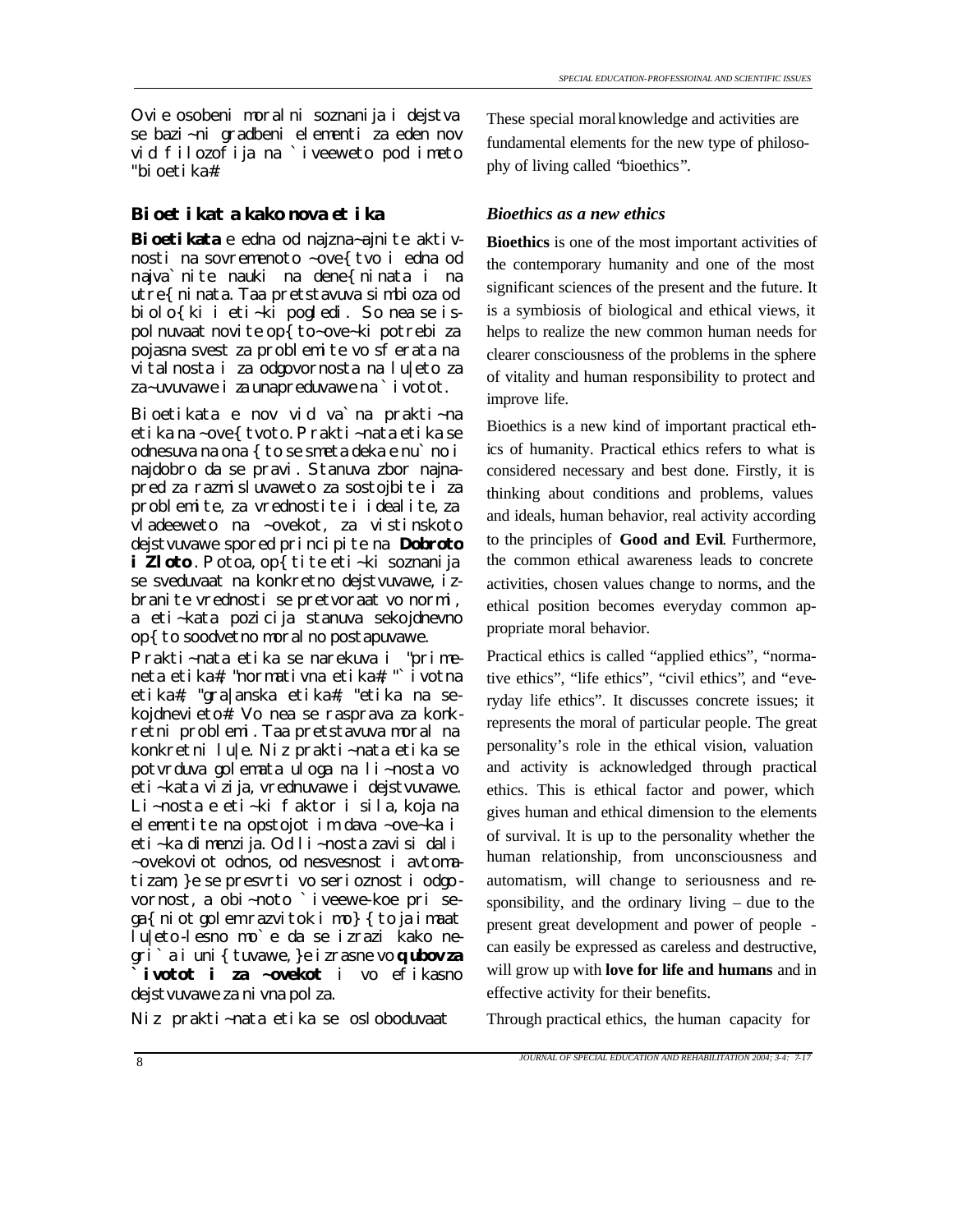Ovie osobeni moralni soznanija i dejstva se bazi~ni gradbeni elementi za eden nov vid filozofija na `iveeweto pod imeto "bioetika#.

## Bioetikata kako nova etika

**Bioetikata** e edna od najzna~ajnite aktivnosti na sovremenoto ~ove{tvo i edna od najva`nite nauki na dene{ninata i na utre{ninata. Taa pretstavuva simbioza od biolo{ki i eti~ki pogledi. So nea se ispolnuvaat novite op{to~ove~ki potrebi za pojasna svest za problemite vo sferata na vitalnosta i za odgovornosta na lu|eto za za~uvuvawe i za unapreduvawe na `ivotot.

Bioetikata e nov vid va`na prakti~na etika na ~ove{tvoto. Prakti~nata etika se odnesuva na ona {to se smeta deka e nu`no i najdobro da se pravi. Stanuva zbor najnapred za razmisluvaweto za sostojbite i za problemite, za vrednostite i idealite, za vladeeweto na ~ovekot, za vistinskoto dejstvuvawe spored principite na **Dobroto i Zloto**. Potoa, op{tite eti~ki soznanija se sveduvaat na konkretno dejstvuvawe, izbranite vrednosti se pretvoraat vo normi, a eti~kata pozicija stanuva sekojdnevno op{to soodvetno moralno postapuvawe.

Prakti~nata etika se narekuva i "primeneta etika#, "normativna etika#, "`ivotna etika#, "gra|anska etika#, "etika na sekojdnevieto#. Vo nea se raspravа za konkretni problemi. Taa pretstavuva moral na konkretni lu|e. Niz prakti~nata etika se potvrduva golemata uloga na li~nosta vo eti~kata vizija, vrednuvawe i dejstvuvawe. Li~nosta e eti~ki faktor i sila, koja na elementite na opstojot im dava ~ove~ka i eti~ka dimenzija. Od li~nosta zavisi dali ~ovekoviot odnos, od nesvesnost i avtomatizam, }e se presvrti vo serioznost i odgovornost, a obi~noto `iveewe-koe pri sega{niot golem razvitok i mo} {to ja imaat lu|eto-lesno mo`e da se izrazi kako negri`a i uni{tuvawe, }e izrasne vo **qubov za `ivotot i za ~ovekot** i vo efikasno dejstvuvawe za nivna polza.

Niz prakti~nata etika se osloboduvaat

These special moral knowledge and activities are fundamental elements for the new type of philosophy of living called "bioethics".

## *Bioethics as a new ethics*

**Bioethics** is one of the most important activities of the contemporary humanity and one of the most significant sciences of the present and the future. It is a symbiosis of biological and ethical views, it helps to realize the new common human needs for clearer consciousness of the problems in the sphere of vitality and human responsibility to protect and improve life.

Bioethics is a new kind of important practical ethics of humanity. Practical ethics refers to what is considered necessary and best done. Firstly, it is thinking about conditions and problems, values and ideals, human behavior, real activity according to the principles of **Good and Evil**. Furthermore, the common ethical awareness leads to concrete activities, chosen values change to norms, and the ethical position becomes everyday common appropriate moral behavior.

Practical ethics is called "applied ethics", "normative ethics", "life ethics", "civil ethics", and "everyday life ethics". It discusses concrete issues; it represents the moral of particular people. The great personality's role in the ethical vision, valuation and activity is acknowledged through practical ethics. This is ethical factor and power, which gives human and ethical dimension to the elements of survival. It is up to the personality whether the human relationship, from unconsciousness and automatism, will change to seriousness and responsibility, and the ordinary living – due to the present great development and power of people - can easily be expressed as careless and destructive, will grow up with **love for life and humans** and in effective activity for their benefits.

Through practical ethics, the human capacity for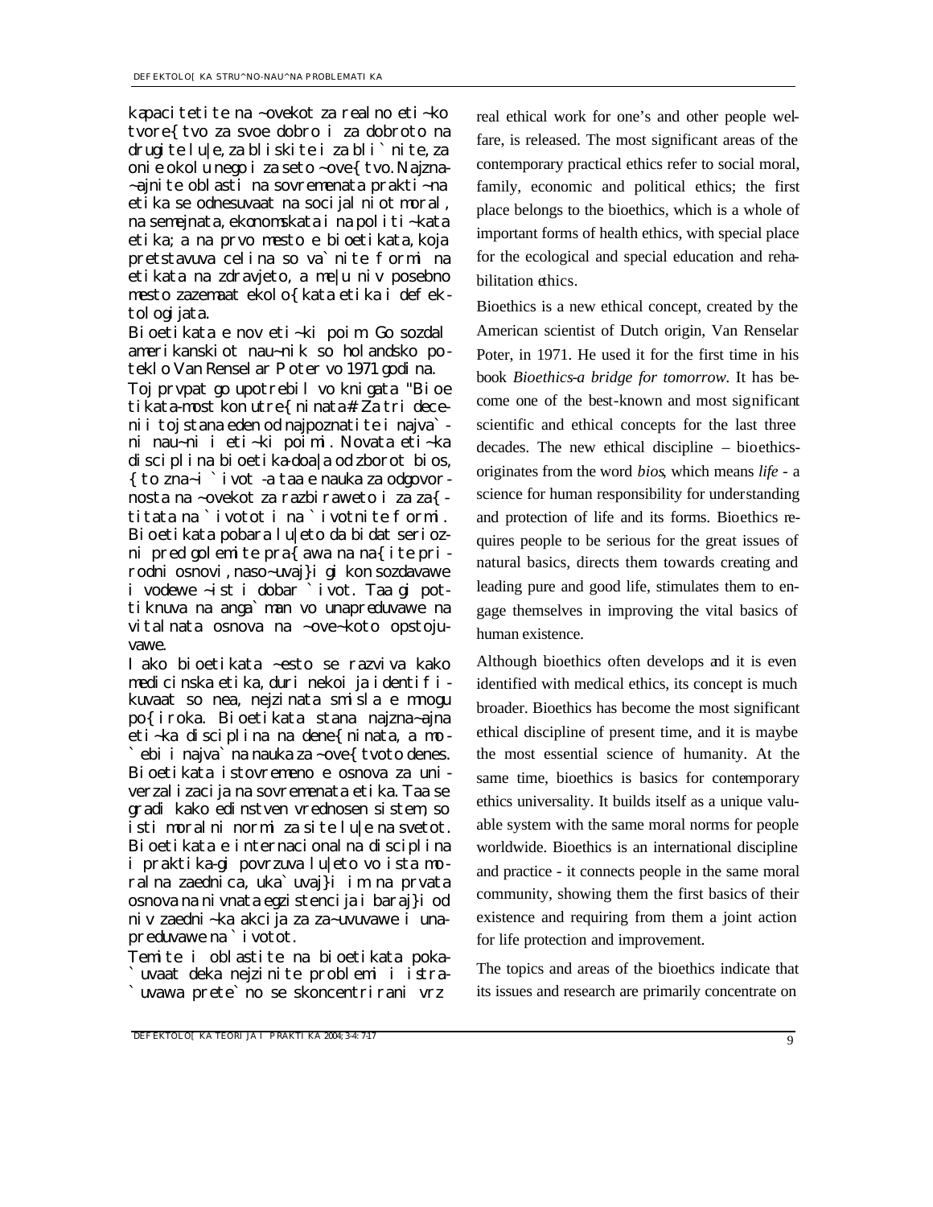kapacitetite na ~ovekot za realno eti~ko tvore{tvo za svoe dobro i za dobroto na drugite lu|e, za bliskite i za bli`nite, za onie okolu nego i za seto ~ove{tvo. Najzna~ajnite oblasti na sovremenata prakti~na etika se odnesuvaat na socijalniot moral, na semejnata, ekonomskata i na politi~kata etika; a na prvo mesto e bioetikata, koja pretstavuva celina so va`nite formi na etikata na zdravjeto, a me|u niv posebno mesto zazemaat ekolo{kata etika i defektologijata.

Bioetikata e nov eti~ki poim. Go sozdal amerikanskiot nau~nik so holandsko poteklo Van Renselar Poter vo 1971 godina.

Toj prvpat go upotrebil vo knigata "Bioetikata-most kon utre{ninata#. Za tri decenii toj stana eden od najpoznatite i najva`ni nau~ni i eti~ki poimi. Novata eti~ka disciplina bioetika-doa|a od zborot bios, {to zna~i `ivot -taa e nauka za odgovornosta na ~ovekot za razbiraweto i za za{titata na `ivotot i na `ivotnite formi. Bioetikata pobara lu|eto da bidat seriozni pred golemite pra{awa na na{ite prirodni osnovi, naso~uvaj}i gi kon sozdavawe i vodewe ~ist i dobar `ivot. Taa gi pottiknuva na anga`man vo unapreduvawe na vitalnata osnova na ~ove~koto opstojuvawe.

Iako bioetikata ~esto se razviva kako medicinska etika, duri nekoi ja identifikuvaat so nea, nejzinata smisla e mnogu po{iroka. Bioetikata stana najzna~ajna eti~ka disciplina na dene{ninata, a mo`ebi i najva`na nauka za ~ove{tvoto denes. Bioetikata istovremeno e osnova za univerzalizacija na sovremenata etika. Taa se gradi kako edinstven vrednosen sistem, so isti moralni normi za site lu|e na svetot. Bioetikata e internacionalna disciplina i praktika-gi povrzuva lu|eto vo ista moralna zaednica, uka`uvaj}i im na prvata osnova na nivnata egzistencija i baraj}i od niv zaedni~ka akcija za za~uvuvawe i unapreduvawe na `ivotot.

Temite i oblastite na bioetikata poka`uvaat deka nejzinite problemi i istra`uvawa prete`no se skoncentrirani vrz

real ethical work for one's and other people welfare, is released. The most significant areas of the contemporary practical ethics refer to social moral, family, economic and political ethics; the first place belongs to the bioethics, which is a whole of important forms of health ethics, with special place for the ecological and special education and rehabilitation ethics.

Bioethics is a new ethical concept, created by the American scientist of Dutch origin, Van Renselar Poter, in 1971. He used it for the first time in his book *Bioethics-a bridge for tomorrow*. It has become one of the best-known and most significant scientific and ethical concepts for the last three decades. The new ethical discipline – bioethics-originates from the word *bios*, which means *life* - a science for human responsibility for understanding and protection of life and its forms. Bioethics requires people to be serious for the great issues of natural basics, directs them towards creating and leading pure and good life, stimulates them to engage themselves in improving the vital basics of human existence.

Although bioethics often develops and it is even identified with medical ethics, its concept is much broader. Bioethics has become the most significant ethical discipline of present time, and it is maybe the most essential science of humanity. At the same time, bioethics is basics for contemporary ethics universality. It builds itself as a unique valuable system with the same moral norms for people worldwide. Bioethics is an international discipline and practice - it connects people in the same moral community, showing them the first basics of their existence and requiring from them a joint action for life protection and improvement.

The topics and areas of the bioethics indicate that its issues and research are primarily concentrate on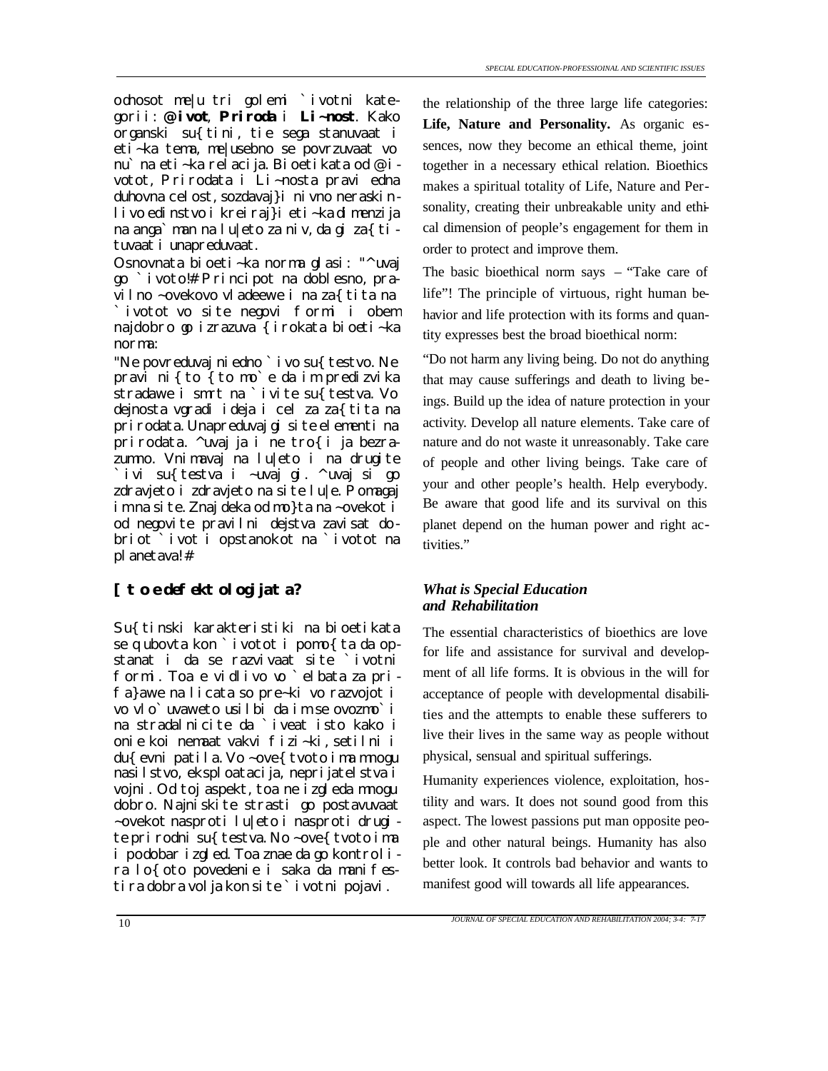odnosot me|u tri golemi `ivotni kategorii: **@ivot**, **Priroda** i **Li~nost**. Kako organski su{tini, tie sega stanuvaat i eti~ka tema, me|usebno se povrzuvaat vo nu`na eti~ka relacija. Bioetikata od @ivotot, Prirodata i Li~nosta pravi edna duhovna celost, sozdavaj}i nivno neraskinlivo edinstvo i kreiraj}i eti~ka dimenzija na anga`manot na lu|eto za niv, da gi za{tituvaat i unapreduvaat.

Osnovnata bioeti~ka norma glasi: "^uvaj go `ivoto!# Principot na doblesno, pravilno ~ovekovo vladeewe i na za{tita na `ivotot vo site negovi formi i obem najdobro go izrazuva {irokata bioeti~ka norma:

"Ne povreduvaj niedno `ivo su{testvo. Ne pravi ni{to {to mo`e da im predizvika stradawe i smrt na `ivite su{testva. Vo dejnosta vgradi ideja i cel za za{tita na prirodata. Unapreduvaj gi site elementi na prirodata. ^uvaj ja i ne tro{i ja bezrazumno. Vnimavaj na lu|eto i na drugite `ivi su{testva i ~uvaj gi. ^uvaj si go zdravjeto i zdravjeto na site lu|e. Pomagaj im na site. Znaj deka od mo}ta na ~ovekot i od negovite pravilni dejstva zavisat dobriot `ivot i opstanokot na `ivotot na planetava!#

## [to e defektologijata?

Su{tinski karakteristiki na bioetikata se qubovta kon `ivotot i pomo{ta da opstanat i da se razvivaat site `ivotni formi. Toa e vidlivo vo `elbata za prifa}awe na licata so pre~ki vo razvojot i vo vlo`uvaweto usilbi da im se ovozmo`i na stradalnicite da `iveat isto kako i onie koi nemaat vakvi fizi~ki, setilni i du{evni patila. Vo ~ove{tvoto ima mnogu nasilstvo, eksploatacija, neprijatelstva i vojni. Od toj aspekt, toa ne izgleda mnogu dobro. Najniskite strasti go postavuvaat ~ovekot nasproti lu|eto i nasproti drugite prirodni su{testva. No ~ove{tvoto ima i podobar izgled. Toa znae da go kontrolira lo{oto povedenie i saka da manifestira dobra volja kon site `ivotni pojavi.

the relationship of the three large life categories: **Life, Nature and Personality.** As organic essences, now they become an ethical theme, joint together in a necessary ethical relation. Bioethics makes a spiritual totality of Life, Nature and Personality, creating their unbreakable unity and ethical dimension of people's engagement for them in order to protect and improve them.

The basic bioethical norm says – "Take care of life"! The principle of virtuous, right human behavior and life protection with its forms and quantity expresses best the broad bioethical norm:

"Do not harm any living being. Do not do anything that may cause sufferings and death to living beings. Build up the idea of nature protection in your activity. Develop all nature elements. Take care of nature and do not waste it unreasonably. Take care of people and other living beings. Take care of your and other people's health. Help everybody. Be aware that good life and its survival on this planet depend on the human power and right activities."

## *What is Special Education and Rehabilitation*

The essential characteristics of bioethics are love for life and assistance for survival and development of all life forms. It is obvious in the will for acceptance of people with developmental disabilities and the attempts to enable these sufferers to live their lives in the same way as people without physical, sensual and spiritual sufferings.

Humanity experiences violence, exploitation, hostility and wars. It does not sound good from this aspect. The lowest passions put man opposite people and other natural beings. Humanity has also better look. It controls bad behavior and wants to manifest good will towards all life appearances.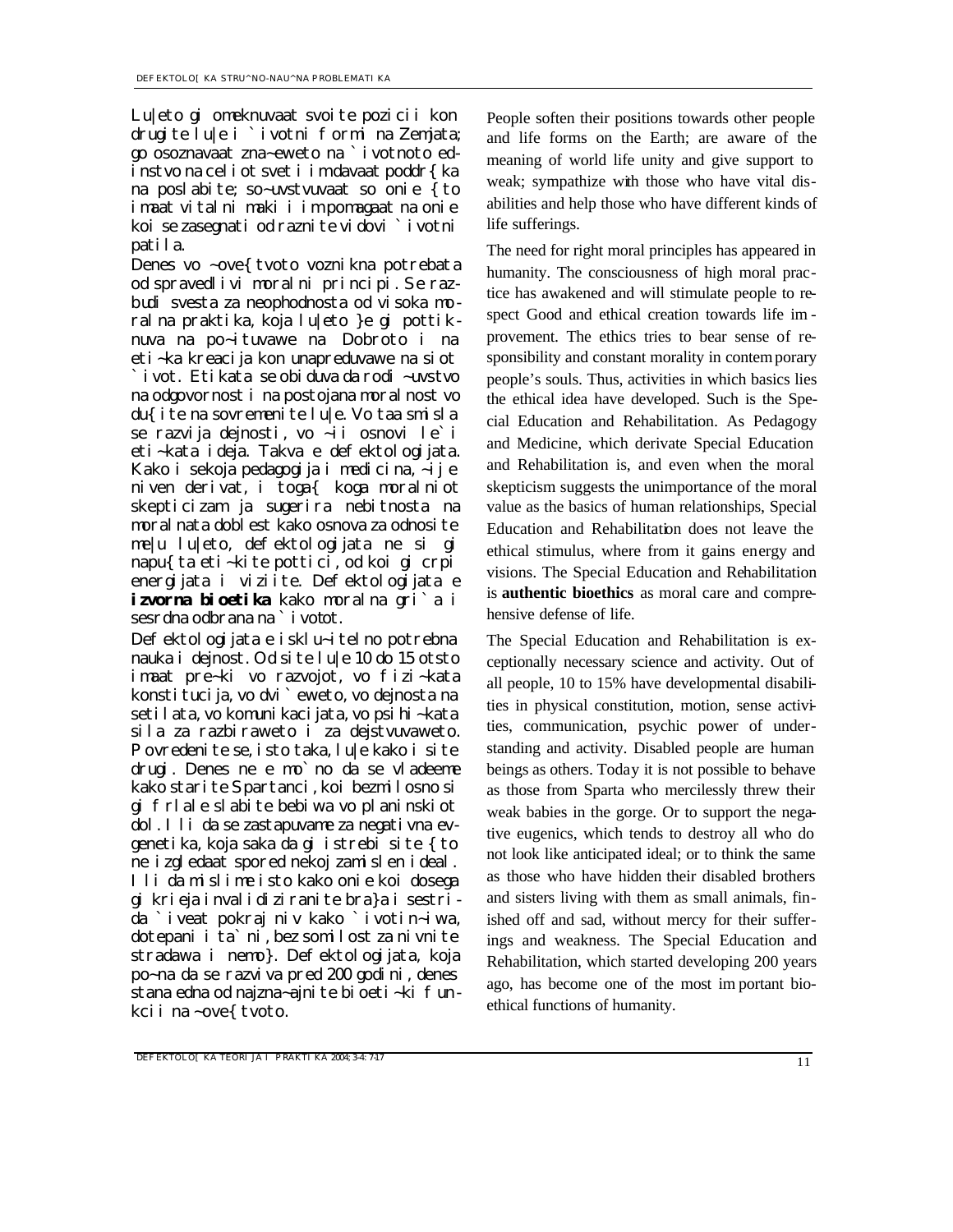Lu|eto gi omeknuvaat svoite pozicii kon drugite lu|e i `ivotni formi na Zemjata; go osoznavaat zna~eweto na `ivotnoto edinstvo na celiot svet i im davaat poddr{ka na poslabite; so~uvstvuvaat so onie {to imaat vitalni maki i im pomagaat na onie koi se zasegnati od raznite vidovi `ivotni patila.

Denes vo ~ove{tvoto voznikna potrebata od spravedlivi moralni principi. Se razbudi svesta za neophodnosta od visoka moralna praktika, koja lu|eto }e gi pottiknuva na po~ituvawe na Dobroto i na eti~ka kreacija kon unapreduvawe na siot `ivot. Etikata se obiduva da rodi ~uvstvo na odgovornost i na postojana moralnost vo du{ite na sovremenite lu|e. Vo taa smisla se razvija dejnosti, vo ~ii osnovi le`i eti~kata ideja. Takva e defektologijata. Kako i sekoja pedagogija i medicina, ~ij e niven derivat, i toga{ koga moralniot skepticizam ja sugerira nebitnosta na moralnata doblest kako osnova za odnosite me|u lu|eto, defektologijata ne si gi napu{ta eti~kite pottici, od koi gi crpi energijata i viziite. Defektologijata e **izvorna bioetika** kako moralna gri`a i sesrdna odbrana na `ivotot.

Defektologijata e isklu~itelno potrebna nauka i dejnost. Od site lu|e 10 do 15 otsto imaat pre~ki vo razvojot, vo fizi~kata konstitucija, vo dvi`eweto, vo dejnosta na setilata, vo komunikacijata, vo psihi~kata sila za razbiraweto i za dejstvuvaweto. Povredenite se, isto taka, lu|e kako i site drugi. Denes ne e mo`no da se vladeeme kako starite Spartanci, koi bezmilosno si gi frlale slabite bebiwa vo planinskiot dol. Ili da se zastapuvame za negativna evgenetika, koja saka da gi istrebi site {to ne izgledaat spored nekoj zamislen ideal. Ili da mislime isto kako onie koi dosega gi krieja invalidiziranite bra}a i sestrida `iveat pokraj niv kako `ivotin~iwa, dotepani i ta`ni, bez somilost za nivnite stradawa i nemo}. Defektologijata, koja po~na da se razviva pred 200 godini, denes stana edna od najzna~ajnite bioeti~ki funkcii na ~ove{tvoto.

People soften their positions towards other people and life forms on the Earth; are aware of the meaning of world life unity and give support to weak; sympathize with those who have vital disabilities and help those who have different kinds of life sufferings.

The need for right moral principles has appeared in humanity. The consciousness of high moral practice has awakened and will stimulate people to respect Good and ethical creation towards life improvement. The ethics tries to bear sense of responsibility and constant morality in contemporary people's souls. Thus, activities in which basics lies the ethical idea have developed. Such is the Special Education and Rehabilitation. As Pedagogy and Medicine, which derivate Special Education and Rehabilitation is, and even when the moral skepticism suggests the unimportance of the moral value as the basics of human relationships, Special Education and Rehabilitation does not leave the ethical stimulus, where from it gains energy and visions. The Special Education and Rehabilitation is **authentic bioethics** as moral care and comprehensive defense of life.

The Special Education and Rehabilitation is exceptionally necessary science and activity. Out of all people, 10 to 15% have developmental disabilities in physical constitution, motion, sense activities, communication, psychic power of understanding and activity. Disabled people are human beings as others. Today it is not possible to behave as those from Sparta who mercilessly threw their weak babies in the gorge. Or to support the negative eugenics, which tends to destroy all who do not look like anticipated ideal; or to think the same as those who have hidden their disabled brothers and sisters living with them as small animals, finished off and sad, without mercy for their sufferings and weakness. The Special Education and Rehabilitation, which started developing 200 years ago, has become one of the most important bioethical functions of humanity.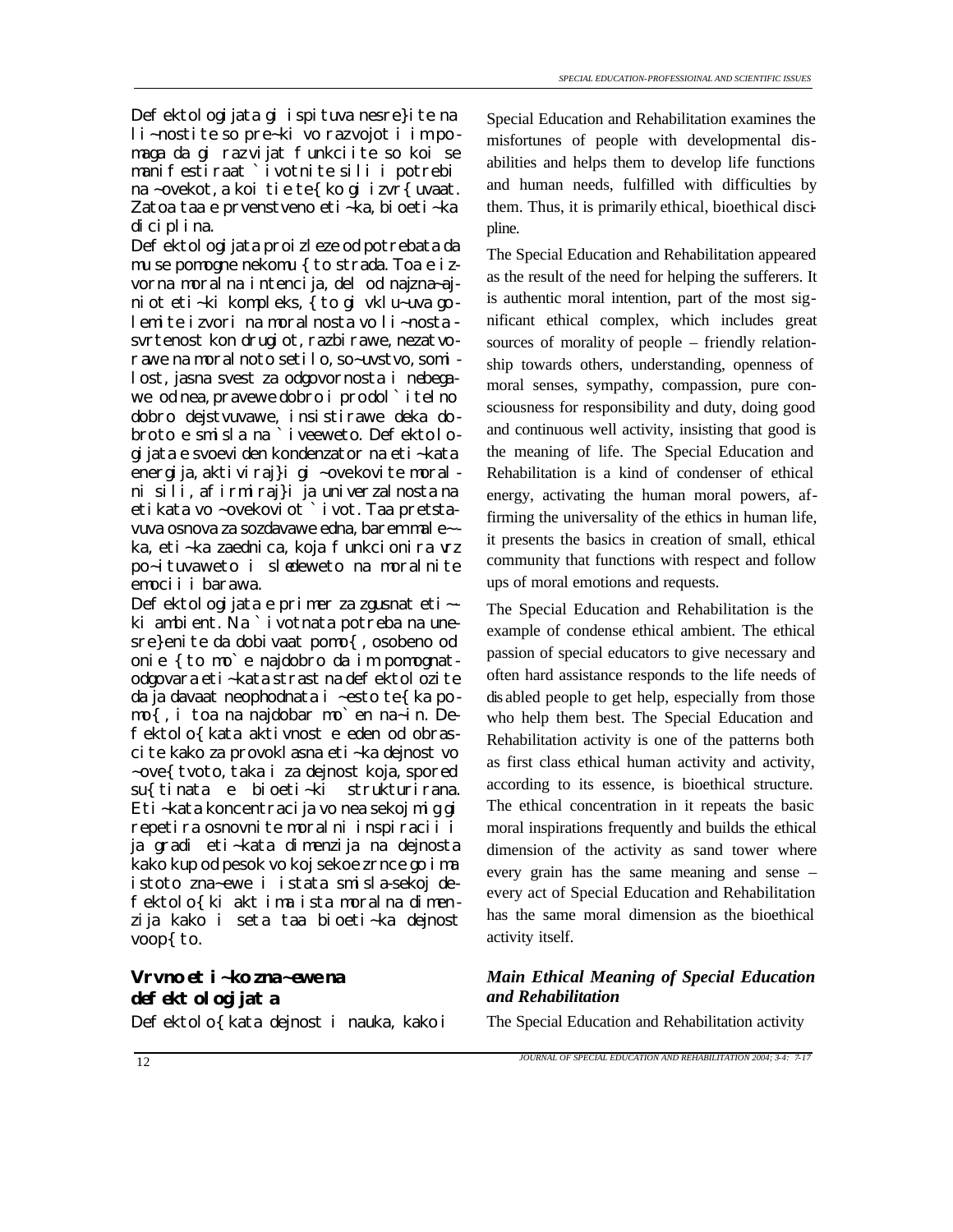Defektologijata gi ispituva nesre}ite na li~nostite so pre~ki vo razvojot i im pomaga da gi razvijat funkciite so koi se manifestiraat `ivotnite sili i potrebi na ~ovekot, a koi tie te{ko gi izvr{uvaat. Zatoa taa e prvenstveno eti~ka, bioeti~ka diciplina.

Defektologijata proizleze od potrebata da mu se pomogne nekomu {to strada. Toa e izvorna moralna intencija, del od najzna~ajniot eti~ki kompleks, {to gi vklu~uva golemite izvori na moralnosta vo li~nosta - svrtenost kon drugiot, razbirawe, nezatvorawe na moralnoto setilo, so~uvstvo, somilost, jasna svest za odgovornosta i nebegawe od nea, pravewe dobro i prodol`itelno dobro dejstvuvawe, insistirawe deka dobroto e smisla na `iveeweto. Defektologijata e svoeviden kondenzator na eti~kata energija, aktiviraj}i gi ~ovekovite moralni sili, afirmiraj}i ja univerzalnosta na etikata vo ~ovekoviot `ivot. Taa pretstavuva osnova za sozdavawe edna, barem male~ka, eti~ka zaednica, koja funkcionira vrz po~ituvaweto i sledeweto na moralnite emocii i barawa.

Defektologijata e primer za zgusnat eti~ki ambient. Na `ivotnata potreba na unesre}enite da dobivaat pomo{, osobeno od onie {to mo`e najdobro da im pomognat- odgovara eti~kata strast na defektolozite da ja davaat neophodnata i ~esto te{ka pomo{, i toa na najdobar mo`en na~in. Defektolo{kata aktivnost e eden od obrascite kako za provoklasna eti~ka dejnost vo ~ove{tvoto, taka i za dejnost koja, spored su{tinata e bioeti~ki strukturirana. Eti~kata koncentracija vo nea sekojmig gi repetira osnovnite moralni inspiracii i ja gradi eti~kata dimenzija na dejnosta kako kup od pesok vo kojsekoe zrnce go ima istoto zna~ewe i istata smisla-sekoj defektolo{ki akt ima ista moralna dimenzija kako i seta taa bioeti~ka dejnost voop{to.

## Vrvno eti~ko zna~ewe na defektologijata

Defektolo{kata dejnost i nauka, kako i

Special Education and Rehabilitation examines the misfortunes of people with developmental disabilities and helps them to develop life functions and human needs, fulfilled with difficulties by them. Thus, it is primarily ethical, bioethical discipline.

The Special Education and Rehabilitation appeared as the result of the need for helping the sufferers. It is authentic moral intention, part of the most significant ethical complex, which includes great sources of morality of people – friendly relationship towards others, understanding, openness of moral senses, sympathy, compassion, pure consciousness for responsibility and duty, doing good and continuous well activity, insisting that good is the meaning of life. The Special Education and Rehabilitation is a kind of condenser of ethical energy, activating the human moral powers, affirming the universality of the ethics in human life, it presents the basics in creation of small, ethical community that functions with respect and follow ups of moral emotions and requests.

The Special Education and Rehabilitation is the example of condense ethical ambient. The ethical passion of special educators to give necessary and often hard assistance responds to the life needs of disabled people to get help, especially from those who help them best. The Special Education and Rehabilitation activity is one of the patterns both as first class ethical human activity and activity, according to its essence, is bioethical structure. The ethical concentration in it repeats the basic moral inspirations frequently and builds the ethical dimension of the activity as sand tower where every grain has the same meaning and sense – every act of Special Education and Rehabilitation has the same moral dimension as the bioethical activity itself.

## *Main Ethical Meaning of Special Education and Rehabilitation*

The Special Education and Rehabilitation activity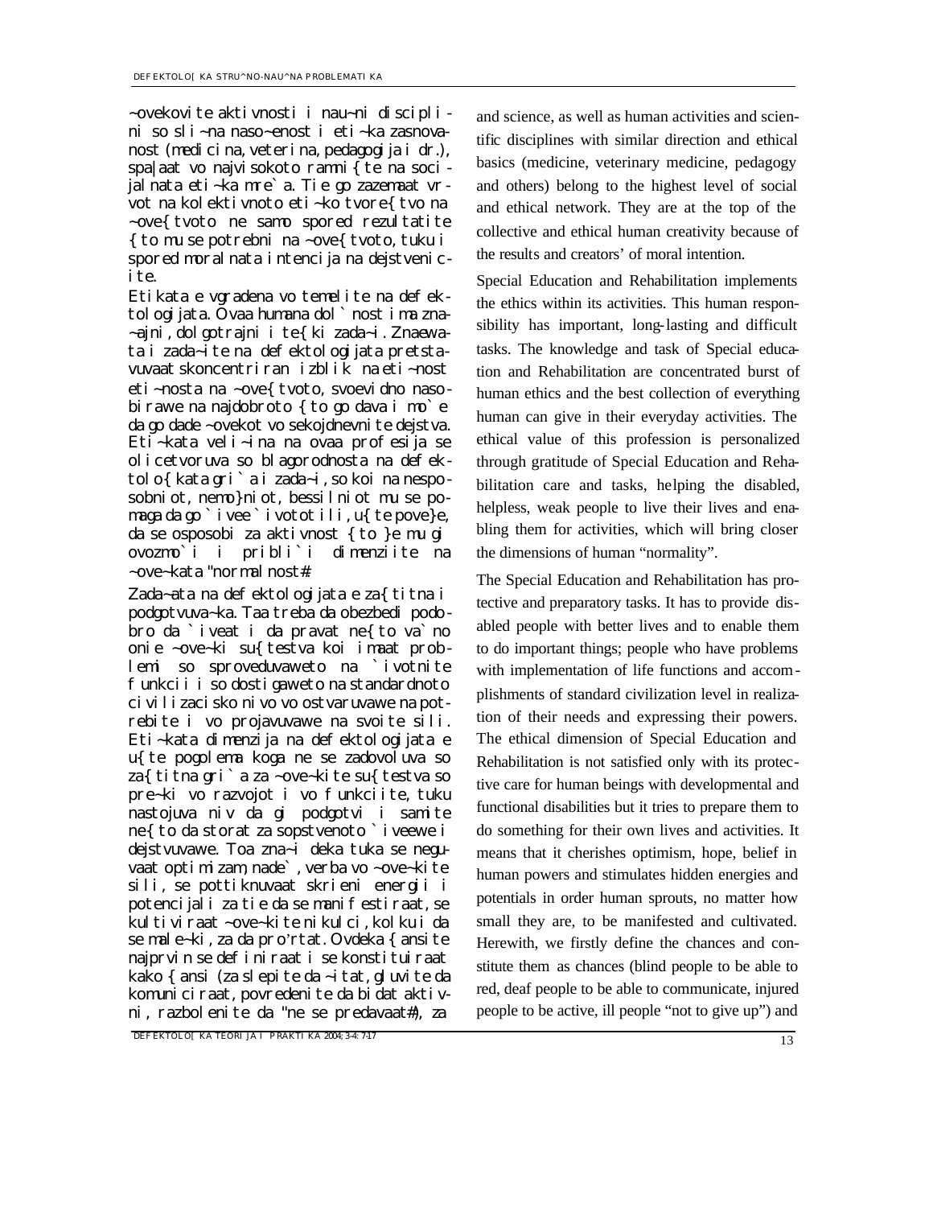~ovekovite aktivnosti i nau~ni disciplini so sli~na naso~enost i eti~ka zasnovanost (medicina, veterina, pedagogija i dr.), spa|aat vo najvisokoto ramni{te na socijalnata eti~ka mre`a. Tie go zazemaat vrvot na kolektivnoto eti~ko tvore{tvo na ~ove{tvoto ne samo spored rezultatite {to mu se potrebni na ~ove{tvoto, tuku i spored moralnata intencija na dejstvenicite.

Etikata e vgradena vo temelite na defektologijata. Ovaa humana dol`nost ima zna~ajni, dolgotrajni i te{ki zada~i. Znaewata i zada~ite na defektologijata pretstavuvaat skoncentriran izblik na eti~nost eti~nosta na ~ove{tvoto, svoevidno naso-birawe na najdobroto {to go dava i mo`e da go dade ~ovekot vo sekojdnevnite dejstva. Eti~kata veli~ina na ovaa profesija se olicetvoruva so blagorodnosta na defektolo{kata gri`a i zada~i, so koi na nesposobniot, nemo}niot, bessilniot mu se pomaga da go `ivee `ivotot tili, u{te pove}e, da se osposobi za aktivnost {to }e mu gi ovozmo`i i pribli`i dimenziite na ~ove~kata "normalnost#.

Zada~ata na defektologijata e za{titna i podgotvuva~ka. Taa treba da obezbedi podobro da `iveat i da pravat ne{to va`no onie ~ove~ki su{testva koi imaat problemi so sproveduvaweto na `ivotnite funkcii i so dostigaweto na standardnoto civilizacisko nivo vo ostvaruvawe na potrebite i vo projavuvawe na svoite sili. Eti~kata dimenzija na defektologijata e u{te pogolema koga ne se zadovoluva so za{titna gri`a za ~ove~kite su{testva so pre~ki vo razvojot i vo funkciite, tuku nastojuva niv da gi podgotvi i samite ne{to da storat za sopstvenoto `iveewe i dejstvuvawe. Toa zna~i deka tuka se neguvaat optimizam, nade`, verba vo ~ove~kite sili, se pottiknuvaat skrieni energii i potencijali za tie da se manifestiraat, se kultiviraat ~ove~kite nikulci, kolku i da se male~ki, za da pro'rtat. Ovdeka {ansite najprvin se definiraat i se konstituiraat kako {ansi (za slepite da ~itat, gluvite da komuniciraat, povredenite da bidat aktivni, razbolenite da "ne se predavaat#), za

and science, as well as human activities and scientific disciplines with similar direction and ethical basics (medicine, veterinary medicine, pedagogy and others) belong to the highest level of social and ethical network. They are at the top of the collective and ethical human creativity because of the results and creators' of moral intention.

Special Education and Rehabilitation implements the ethics within its activities. This human responsibility has important, long-lasting and difficult tasks. The knowledge and task of Special education and Rehabilitation are concentrated burst of human ethics and the best collection of everything human can give in their everyday activities. The ethical value of this profession is personalized through gratitude of Special Education and Rehabilitation care and tasks, helping the disabled, helpless, weak people to live their lives and enabling them for activities, which will bring closer the dimensions of human "normality".

The Special Education and Rehabilitation has protective and preparatory tasks. It has to provide disabled people with better lives and to enable them to do important things; people who have problems with implementation of life functions and accomplishments of standard civilization level in realization of their needs and expressing their powers. The ethical dimension of Special Education and Rehabilitation is not satisfied only with its protective care for human beings with developmental and functional disabilities but it tries to prepare them to do something for their own lives and activities. It means that it cherishes optimism, hope, belief in human powers and stimulates hidden energies and potentials in order human sprouts, no matter how small they are, to be manifested and cultivated. Herewith, we firstly define the chances and constitute them as chances (blind people to be able to red, deaf people to be able to communicate, injured people to be active, ill people "not to give up") and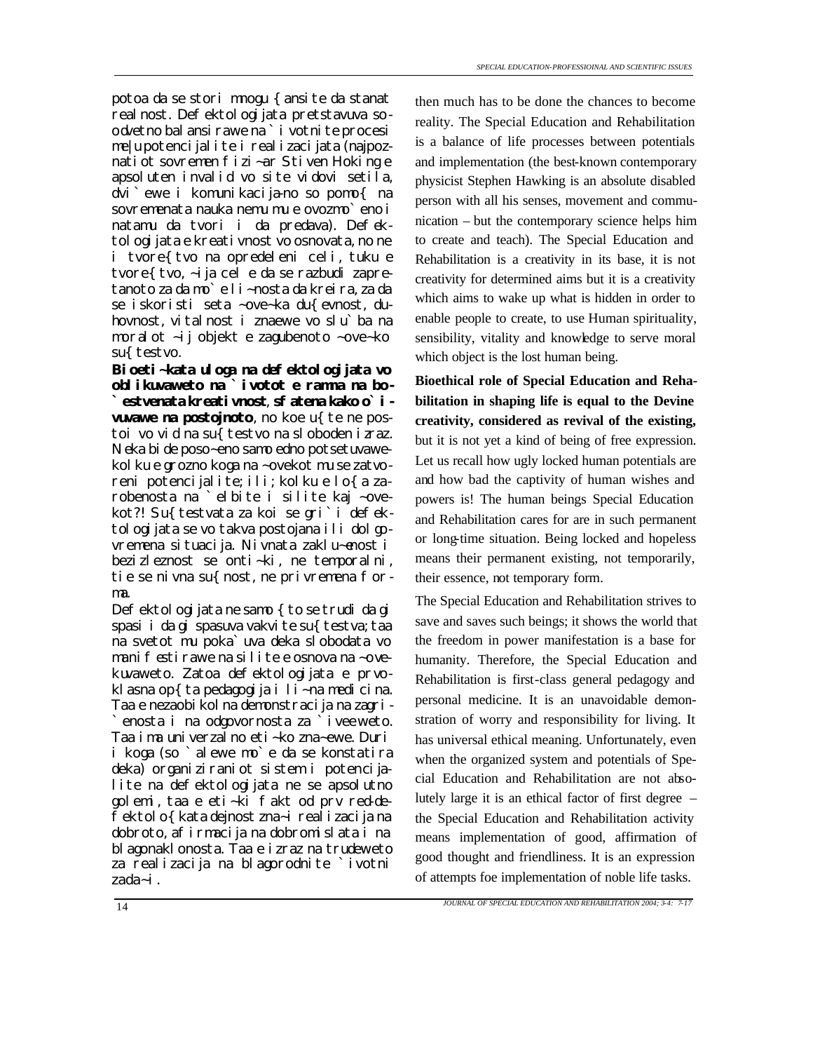potoa da se stori mnogu { ansite da stanat realnost. Defektologijata pretstavuva soodvetno balansirawe na `ivotnite procesi me|u potencijalite i realizacijata (najpoznatiot sovremen fizi~ar Stiven Hoking e apsoluten invalid vo site vidovi setila, dvi`ewe i komunikacija-no so pomo{ na sovremenata nauka nemu mu e ovozmo`eno i natamu da tvori i da predava). Defektologijata e kreativnost vo osnovata, no ne i tvore{tvo na opredeleni celi, tuku e tvore{tvo, ~ija cel e da se razbudi zapretanoto za da mo`e li~nosta da kreira, za da se iskoristi seta ~ove~ka du{evnost, duhovnost, vitalnost i znaewe vo slu`ba na moralot ~ij objekt e zagubenoto ~ove~ko su{testvo.

**Bioeti~kata uloga na defektologijata vo oblikuvaweto na `ivotot e ramna na bo`estvenata kreativnost, sfatena kako o`ivuvawe na postojnoto**, no koe u{te ne postoi vo vid na su{testvo na sloboden izraz. Neka bide poso~eno samo edno potsetuvawe-kolku e grozno koga na ~ovekot mu se zatvoreni potencijalite; ili; kolku e lo{a zarobenosta na `elbite i silite kaj ~ovekot?! Su{testvata za koi se gri`i defektologijata se vo takva postojana ili dolgovremena situacija. Nivnata zaklu~enost i bezizleznost se onti~ki, ne temporalni, tie se nivna su{nost, ne privremena forma.

Defektologijata ne samo {to se trudi da gi spasi i da gi spasuva vakvite su{testva; taa na svetot mu poka`uva deka slobodata vo manifestirawe na silite e osnova na ~ovekuvaweto. Zatoa defektologijata e prvoklasna op{ta pedagogija i li~na medicina. Taa e nezaobikolna demonstracija na zagri`enosta i na odgovornosta za `iveeweto. Taa ima univerzalno eti~ko zna~ewe. Duri i koga (so `alewe mo`e da se konstatira deka) organiziraniot sistem i potencijalite na defektologijata ne se apsolutno golemi, taa e eti~ki fakt od prv red-defektolo{kata dejnost zna~i realizacija na dobroto, afirmacija na dobromislata i na blagonaklonosta. Taa e izraz na trudeweto za realizacija na blagorodnite `ivotni zada~i.

then much has to be done the chances to become reality. The Special Education and Rehabilitation is a balance of life processes between potentials and implementation (the best-known contemporary physicist Stephen Hawking is an absolute disabled person with all his senses, movement and communication – but the contemporary science helps him to create and teach). The Special Education and Rehabilitation is a creativity in its base, it is not creativity for determined aims but it is a creativity which aims to wake up what is hidden in order to enable people to create, to use Human spirituality, sensibility, vitality and knowledge to serve moral which object is the lost human being.

**Bioethical role of Special Education and Rehabilitation in shaping life is equal to the Devine creativity, considered as revival of the existing,** but it is not yet a kind of being of free expression. Let us recall how ugly locked human potentials are and how bad the captivity of human wishes and powers is! The human beings Special Education and Rehabilitation cares for are in such permanent or long-time situation. Being locked and hopeless means their permanent existing, not temporarily, their essence, not temporary form.

The Special Education and Rehabilitation strives to save and saves such beings; it shows the world that the freedom in power manifestation is a base for humanity. Therefore, the Special Education and Rehabilitation is first-class general pedagogy and personal medicine. It is an unavoidable demonstration of worry and responsibility for living. It has universal ethical meaning. Unfortunately, even when the organized system and potentials of Special Education and Rehabilitation are not absolutely large it is an ethical factor of first degree – the Special Education and Rehabilitation activity means implementation of good, affirmation of good thought and friendliness. It is an expression of attempts foe implementation of noble life tasks.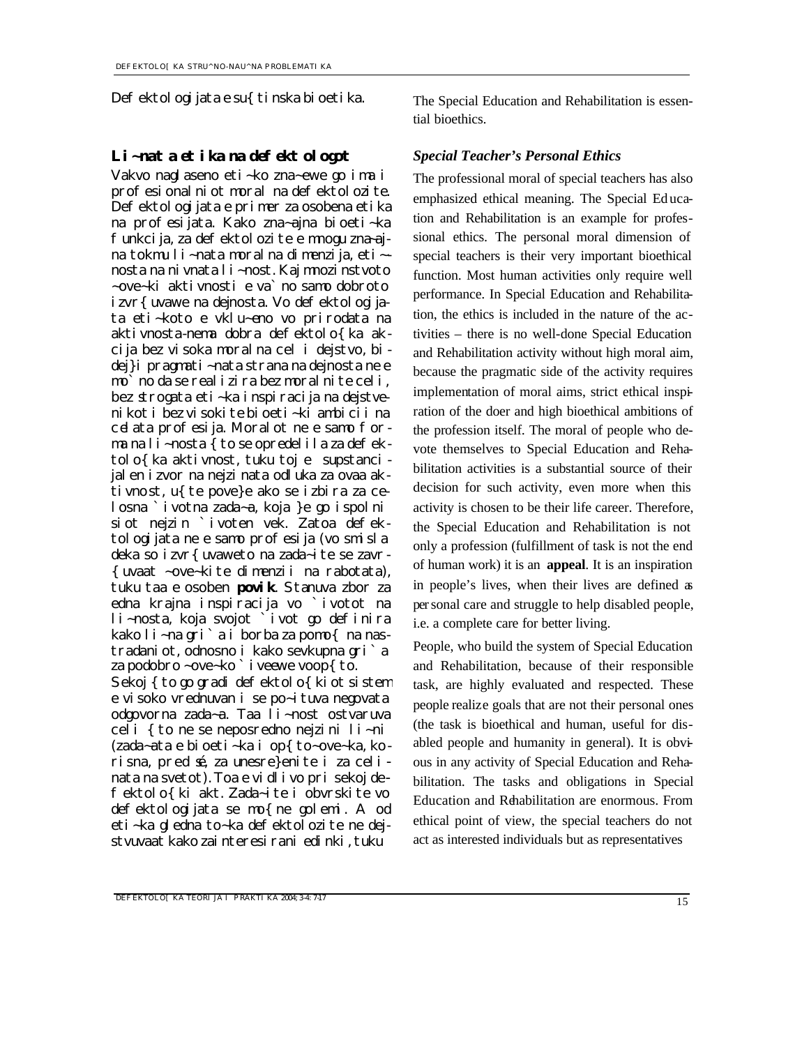Defektologijata e su{tinska bioetika.

The Special Education and Rehabilitation is essential bioethics.

## Li~nata etika na defektologot

Vakvo naglaseno eti~ko zna~ewe go ima i profesionalniot moral na defektolozite. Defektologijata e primer za osobena etika na profesijata. Kako zna~ajna bioeti~ka funkcija, za defektolozite e mnogu zna~ajna tokmu li~nata moralna dimenzija, eti~-nosta na nivnata li~nost. Kajmnozinstvoto ~ove~ki aktivnosti e va`no samo dobroto izvr{uvawe na dejnosta. Vo defektologijata eti~koto e vklu~eno vo prirodata na aktivnosta-nema dobra defektolo{ka akcija bez visoka moralna cel i dejstvo, bidej}i pragmati~nata strana na dejnosta ne e mo`no da se realizira bez moralnite celi, bez strogata eti~ka inspiracija na dejstvenikot i bez visokite bioeti~ki ambicii na celata profesija. Moralot ne e samo forma na li~nosta {to se opredelila za defektolo{ka aktivnost, tuku toj e supstancijalen izvor na nejzinata odluka za ovaa aktivnost, u{te pove}e ako se izbira za celosna `ivotna zada~a, koja }e go ispolni siot nejzin `ivoten vek. Zatoa defektologijata ne e samo profesija (vo smisla deka so izvr{uvaweto na zada~ite se zavr{uvaat ~ove~kite dimenzii na rabotata), tuku taa e osoben **povik**. Stanuva zbor za edna krajna inspiracija vo `ivotot na li~nosta, koja svojot `ivot go definira kako li~na gri`a i borba za pomo{ na nastradaniot, odnosno i kako sevkupna gri`a za podobro ~ove~ko `iveewe voop{to.

Sekoj {to go gradi defektolo{kiot sistem e visoko vrednuvan i se po~ituva negovata odgovorna zada~a. Taa li~nost ostvaruva celi {to ne se neposredno nejzini li~ni (zada~ata e bioeti~ka i op{to~ove~ka, korisna, pred sé, za unesre}enite i za celinata na svetot). Toa e vidlivo pri sekoj defektolo{ki akt. Zada~ite i obvrskite vo defektologijata se mo{ne golemi. A od eti~ka gledna to~ka defektolozite ne dejstvuvaat kako zainteresirani edinki, tuku

### *Special Teacher's Personal Ethics*

The professional moral of special teachers has also emphasized ethical meaning. The Special Education and Rehabilitation is an example for professional ethics. The personal moral dimension of special teachers is their very important bioethical function. Most human activities only require well performance. In Special Education and Rehabilitation, the ethics is included in the nature of the activities – there is no well-done Special Education and Rehabilitation activity without high moral aim, because the pragmatic side of the activity requires implementation of moral aims, strict ethical inspiration of the doer and high bioethical ambitions of the profession itself. The moral of people who devote themselves to Special Education and Rehabilitation activities is a substantial source of their decision for such activity, even more when this activity is chosen to be their life career. Therefore, the Special Education and Rehabilitation is not only a profession (fulfillment of task is not the end of human work) it is an **appeal**. It is an inspiration in people's lives, when their lives are defined as personal care and struggle to help disabled people, i.e. a complete care for better living.

People, who build the system of Special Education and Rehabilitation, because of their responsible task, are highly evaluated and respected. These people realize goals that are not their personal ones (the task is bioethical and human, useful for disabled people and humanity in general). It is obvious in any activity of Special Education and Rehabilitation. The tasks and obligations in Special Education and Rehabilitation are enormous. From ethical point of view, the special teachers do not act as interested individuals but as representatives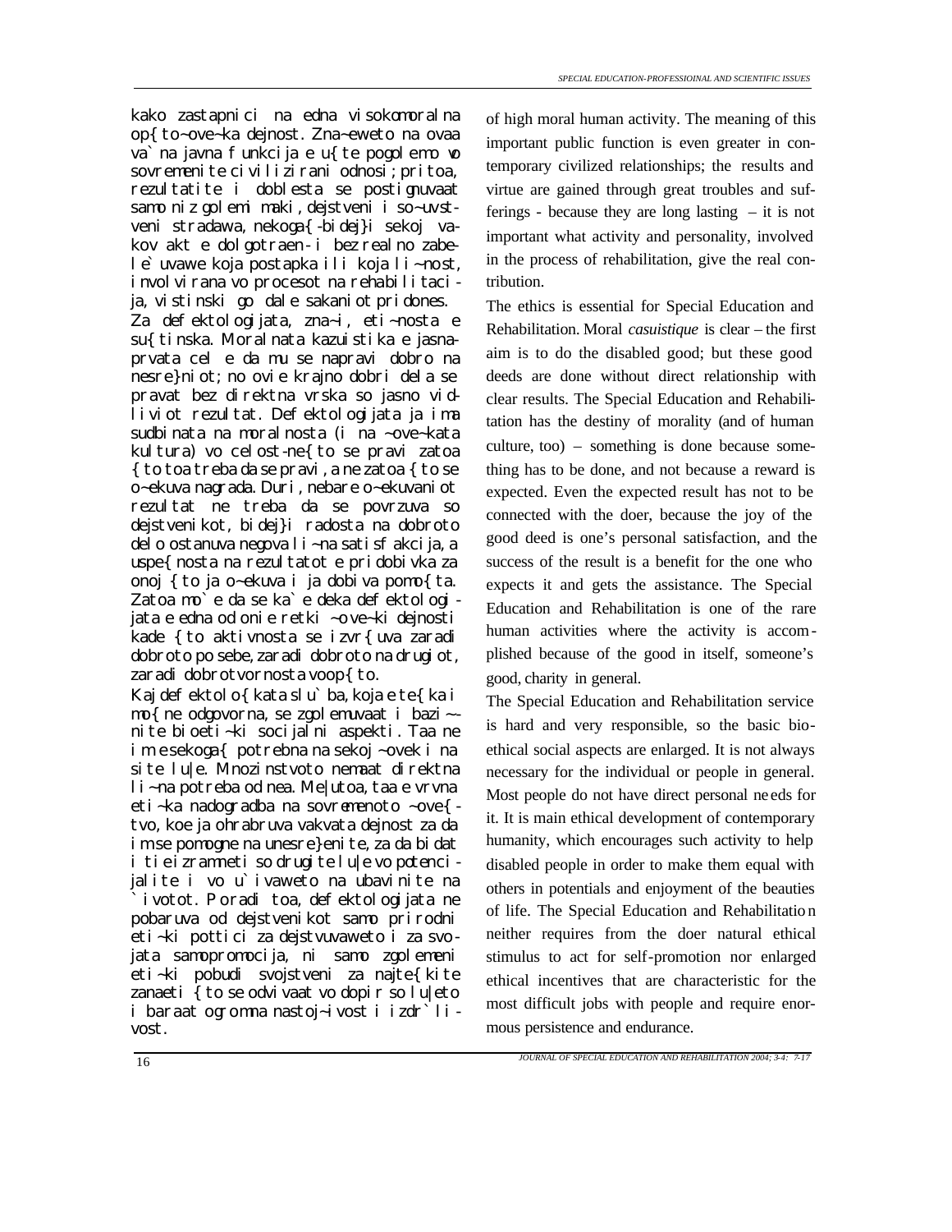kako zastapnici na edna visokomoralna op{to~ove~ka dejnost. Zna~eweto na ovaa va`na javna funkcija e u{te pogolemo vo sovremenite civilizirani odnosi; pritoa, rezultatite i doblesta se postignuvaat samo niz golemi maki, dejstveni i so~uvstveni stradawa, nekoga{-bidej}i sekoj vakov akt e dolgotraen-i bezrealno zabele`uvawe koja postapka ili koja li~nost, involvirana vo procesot na rehabilitacija, vistinski go dale sakaniot pridones.

Za defektologijata, zna~i, eti~nosta e su{tinska. Moralnata kazuistika e jasna-prvata cel e da mu se napravi dobro na nesre}niot; no ovie krajno dobri dela se pravat bez direktna vrska so jasno vidliviot rezultat. Defektologijata ja ima sudbinata na moralnosta (i na ~ove~kata kultura) vo celost-ne{to se pravi zatoa {to toa treba da se pravi, a ne zatoa {to se o~ekuva nagrada. Duri, nebare o~ekuvaniot rezultat ne treba da se povrzuva so dejstvenikot, bidej}i radosta na dobroto delo ostanuva negova li~na satisfakcija, a uspe{nosta na rezultatot e pridobivka za onoj {to ja o~ekuva i ja dobiva pomo{ta. Zatoa mo`e da se ka`e deka defektologijata e edna od onie retki ~ove~ki dejnosti kade {to aktivnosta se izvr{uva zaradi dobroto po sebe, zaradi dobroto na drugiot, zaradi dobrotvornosta voop{to.

Kaj defektolo{kata slu`ba, koja e te{ka i mo{ne odgovorna, se zgolemuvaat i bazi~nite bioeti~ki socijalni aspekti. Taa ne im e sekoga{ potrebna na sekoj~ovek i na site lu|e. Mnozinstvoto nemaat direktna li~na potreba od nea. Me|utoa, taa e vrvna eti~ka nadogradba na sovremenoto ~ove{tvo, koe ja ohrabruva vakvata dejnost za da im se pomogne na unesre}enite, za da bidat i tie izramneti so drugite lu|e vo potencijalite i vo u`ivaweto na ubavinite na `ivotot. Poradi toa, defektologijata ne pobaruva od dejstvenikot samo prirodni eti~ki pottici za dejstvuvaweto i za svojata samopromocija, ni samo zgolemeni eti~ki pobudi svojstveni za najte{kite zanaeti {to se odvivaat vo dopir so lu|eto i baraat ogromna nastoj~ivost i izdr`livost.

of high moral human activity. The meaning of this important public function is even greater in contemporary civilized relationships; the results and virtue are gained through great troubles and sufferings - because they are long lasting – it is not important what activity and personality, involved in the process of rehabilitation, give the real contribution.

The ethics is essential for Special Education and Rehabilitation. Moral *casuistique* is clear – the first aim is to do the disabled good; but these good deeds are done without direct relationship with clear results. The Special Education and Rehabilitation has the destiny of morality (and of human culture, too) – something is done because something has to be done, and not because a reward is expected. Even the expected result has not to be connected with the doer, because the joy of the good deed is one's personal satisfaction, and the success of the result is a benefit for the one who expects it and gets the assistance. The Special Education and Rehabilitation is one of the rare human activities where the activity is accomplished because of the good in itself, someone's good, charity in general.

The Special Education and Rehabilitation service is hard and very responsible, so the basic bioethical social aspects are enlarged. It is not always necessary for the individual or people in general. Most people do not have direct personal needs for it. It is main ethical development of contemporary humanity, which encourages such activity to help disabled people in order to make them equal with others in potentials and enjoyment of the beauties of life. The Special Education and Rehabilitation neither requires from the doer natural ethical stimulus to act for self-promotion nor enlarged ethical incentives that are characteristic for the most difficult jobs with people and require enormous persistence and endurance.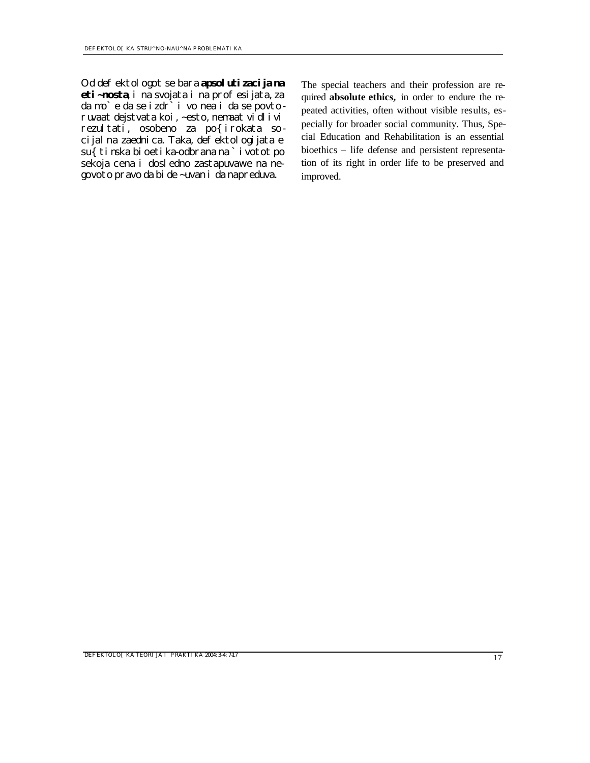Od defektologot se bara **apsolutizacija na eti~nosta**, i na svojata i na profesijata, za da mo`e da se izdr`i vo nea i da se povtoruvaat dejstvata koi, ~esto, nemaat vidlivi rezultati, osobeno za po{irokata socijalna zaednica. Taka, defektologijata e su{tinska bioetika-odbrana na `ivotot po sekoja cena i dosledno zastapuvawe na negovoto pravo da bide ~uvan i da napreduva.

The special teachers and their profession are required **absolute ethics,** in order to endure the repeated activities, often without visible results, especially for broader social community. Thus, Special Education and Rehabilitation is an essential bioethics – life defense and persistent representation of its right in order life to be preserved and improved.